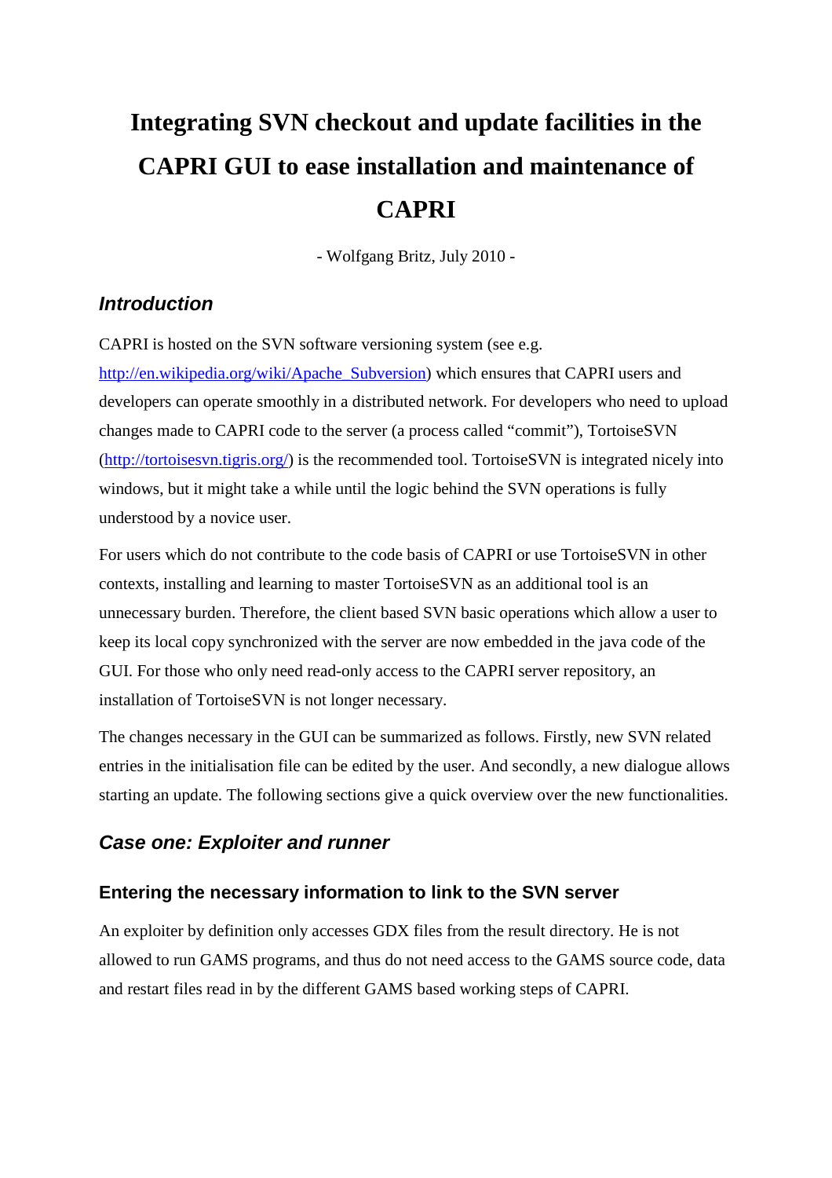# Integrating SVN checkout and update facilities in the CAPRI GUI to ease installation and maintenance of CAPRI

- Wolfgang Britz, July 2010 -

## *Introduction*

CAPRI is hosted on the SVN software versioning system (see e.g. http://en.wikipedia.org/wiki/Apache_Subversion) which ensures that CAPRI users and developers can operate smoothly in a distributed network. For developers who need to upload changes made to CAPRI code to the server (a process called "commit"), TortoiseSVN (http://tortoisesvn.tigris.org/) is the recommended tool. TortoiseSVN is integrated nicely into windows, but it might take a while until the logic behind the SVN operations is fully understood by a novice user.

For users which do not contribute to the code basis of CAPRI or use TortoiseSVN in other contexts, installing and learning to master TortoiseSVN as an additional tool is an unnecessary burden. Therefore, the client based SVN basic operations which allow a user to keep its local copy synchronized with the server are now embedded in the java code of the GUI. For those who only need read-only access to the CAPRI server repository, an installation of TortoiseSVN is not longer necessary.

The changes necessary in the GUI can be summarized as follows. Firstly, new SVN related entries in the initialisation file can be edited by the user. And secondly, a new dialogue allows starting an update. The following sections give a quick overview over the new functionalities.

## *Case one: Exploiter and runner*

### Entering the necessary information to link to the SVN server

An exploiter by definition only accesses GDX files from the result directory. He is not allowed to run GAMS programs, and thus do not need access to the GAMS source code, data and restart files read in by the different GAMS based working steps of CAPRI.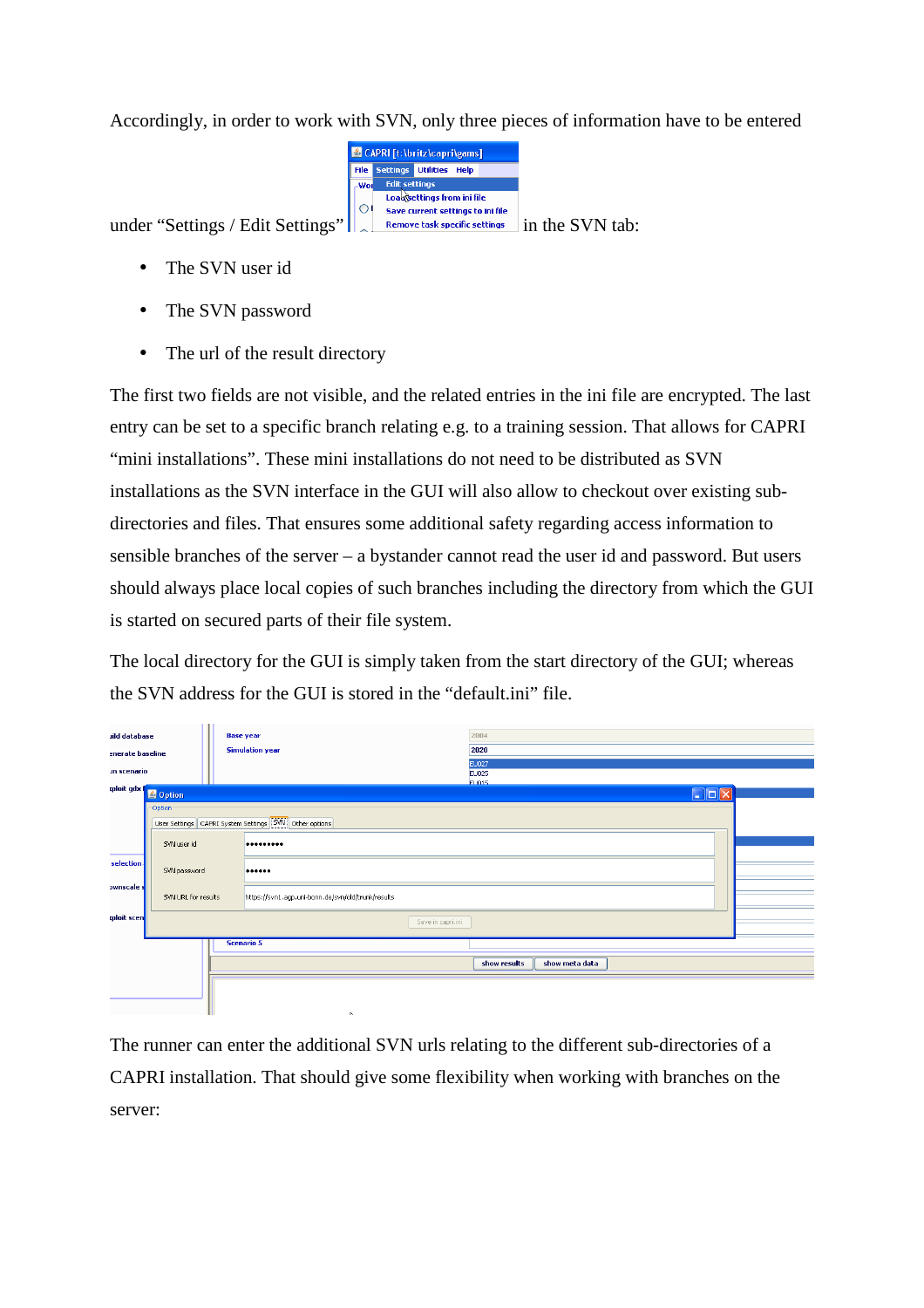Accordingly, in order to work with SVN, only three pieces of information have to be entered under "Settings / Edit Settings" in the SVN tab:

- The SVN user id
- The SVN password
- The url of the result directory

The first two fields are not visible, and the related entries in the ini file are encrypted. The last entry can be set to a specific branch relating e.g. to a training session. That allows for CAPRI "mini installations". These mini installations do not need to be distributed as SVN installations as the SVN interface in the GUI will also allow to checkout over existing sub-directories and files. That ensures some additional safety regarding access information to sensible branches of the server – a bystander cannot read the user id and password. But users should always place local copies of such branches including the directory from which the GUI is started on secured parts of their file system.

The local directory for the GUI is simply taken from the start directory of the GUI; whereas the SVN address for the GUI is stored in the "default.ini" file.

The runner can enter the additional SVN urls relating to the different sub-directories of a CAPRI installation. That should give some flexibility when working with branches on the server: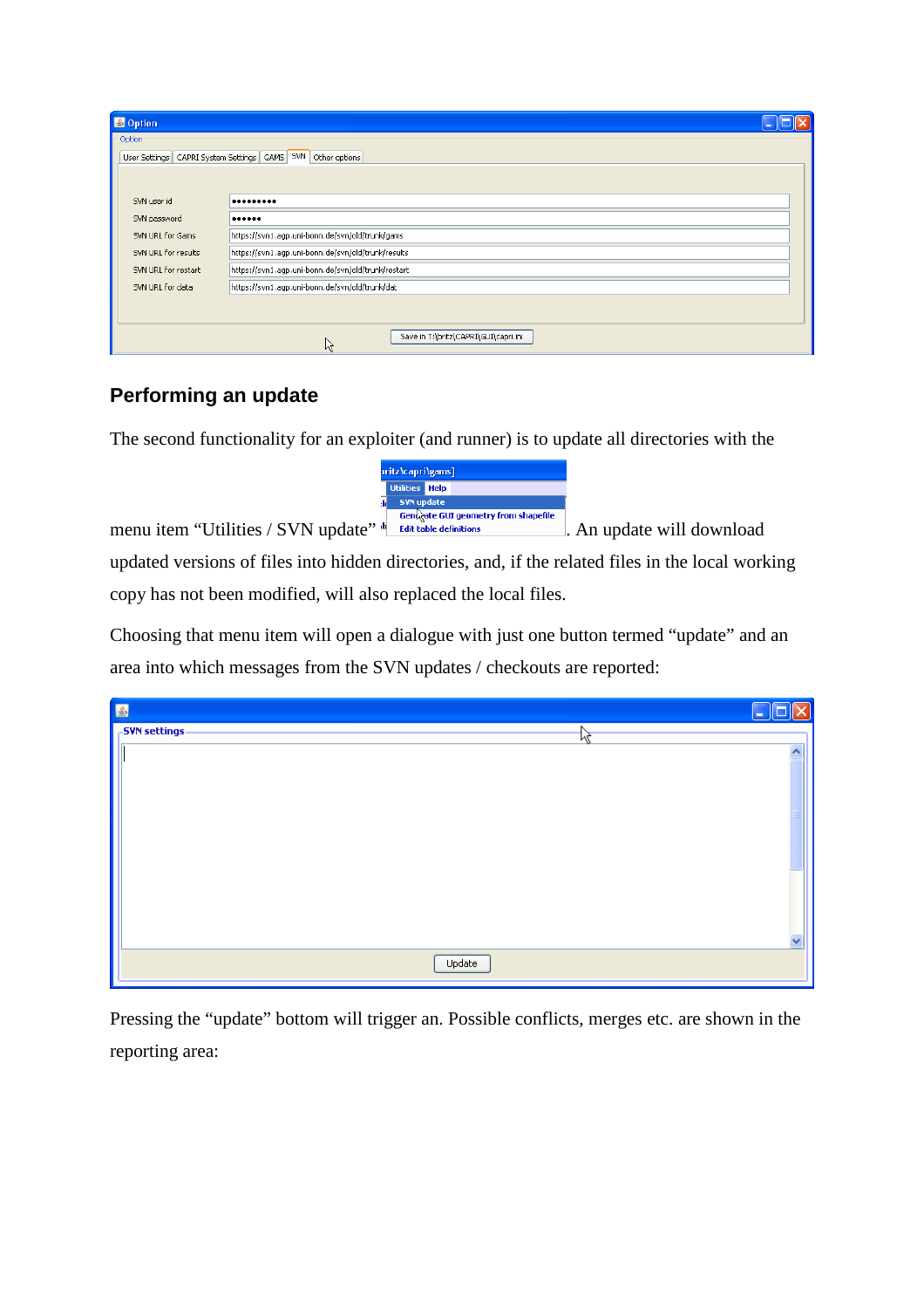## Performing an update

The second functionality for an exploiter (and runner) is to update all directories with the menu item "Utilities / SVN update" . An update will download updated versions of files into hidden directories, and, if the related files in the local working copy has not been modified, will also replaced the local files.

Choosing that menu item will open a dialogue with just one button termed "update" and an area into which messages from the SVN updates / checkouts are reported:

Pressing the "update" bottom will trigger an. Possible conflicts, merges etc. are shown in the reporting area: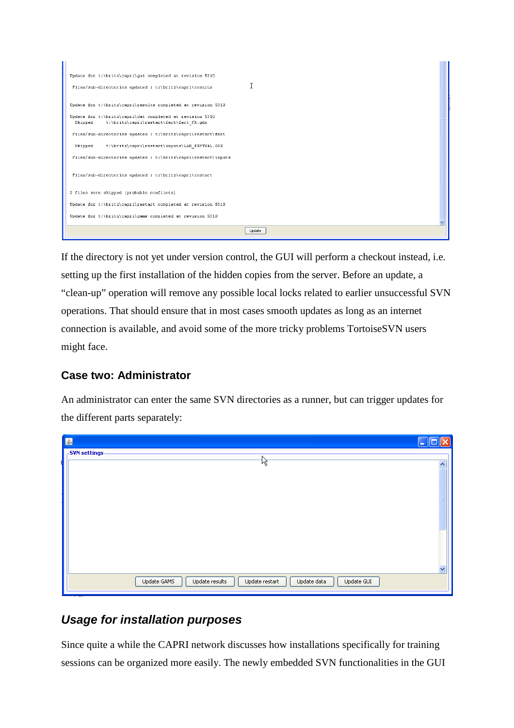If the directory is not yet under version control, the GUI will perform a checkout instead, i.e. setting up the first installation of the hidden copies from the server. Before an update, a “clean-up” operation will remove any possible local locks related to earlier unsuccessful SVN operations. That should ensure that in most cases smooth updates as long as an internet connection is available, and avoid some of the more tricky problems TortoiseSVN users might face.

### Case two: Administrator

An administrator can enter the same SVN directories as a runner, but can trigger updates for the different parts separately:

## *Usage for installation purposes*

Since quite a while the CAPRI network discusses how installations specifically for training sessions can be organized more easily. The newly embedded SVN functionalities in the GUI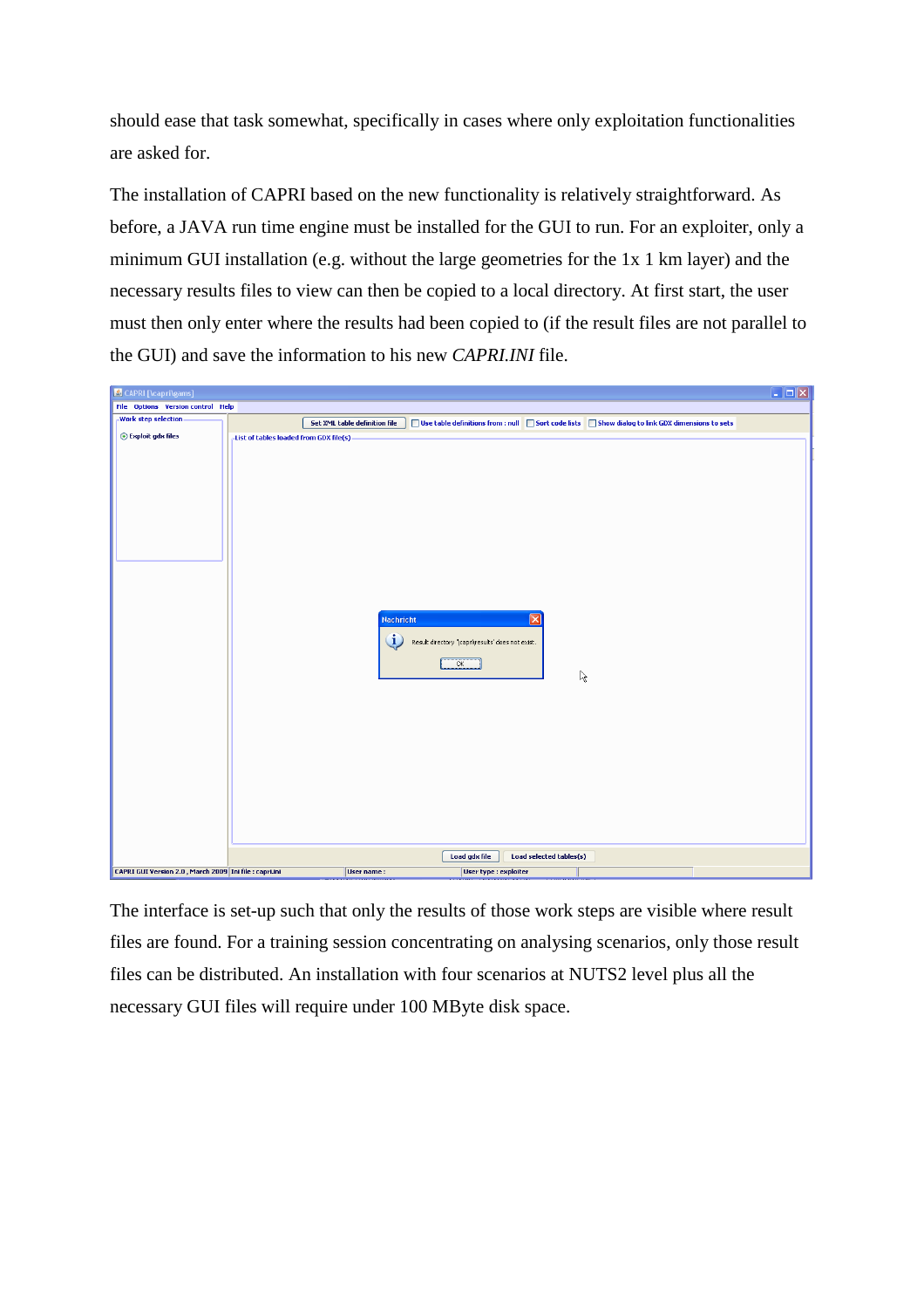should ease that task somewhat, specifically in cases where only exploitation functionalities are asked for.

The installation of CAPRI based on the new functionality is relatively straightforward. As before, a JAVA run time engine must be installed for the GUI to run. For an exploiter, only a minimum GUI installation (e.g. without the large geometries for the 1x 1 km layer) and the necessary results files to view can then be copied to a local directory. At first start, the user must then only enter where the results had been copied to (if the result files are not parallel to the GUI) and save the information to his new *CAPRI.INI* file.

The interface is set-up such that only the results of those work steps are visible where result files are found. For a training session concentrating on analysing scenarios, only those result files can be distributed. An installation with four scenarios at NUTS2 level plus all the necessary GUI files will require under 100 MByte disk space.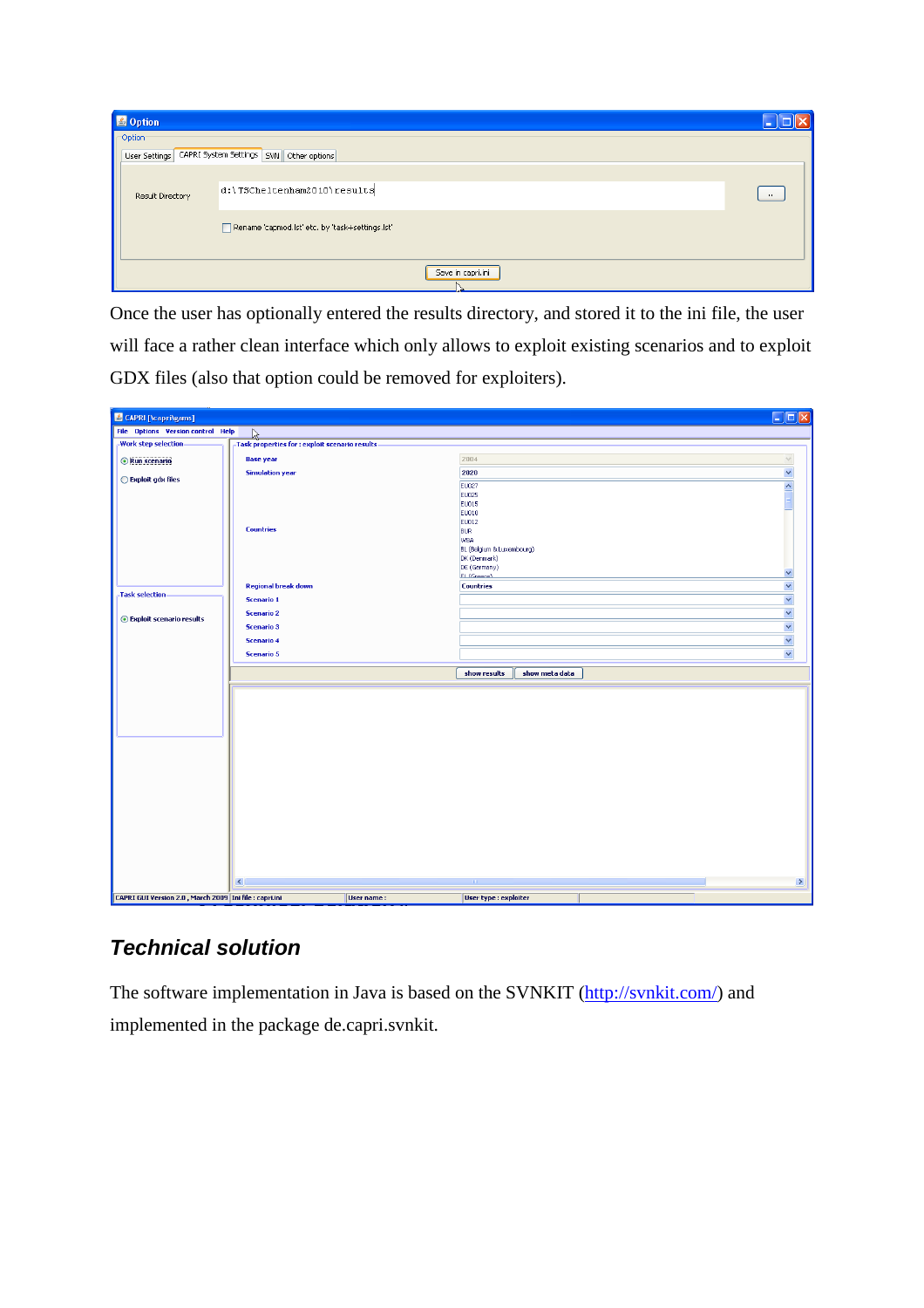Once the user has optionally entered the results directory, and stored it to the ini file, the user will face a rather clean interface which only allows to exploit existing scenarios and to exploit GDX files (also that option could be removed for exploiters).

### *Technical solution*

The software implementation in Java is based on the SVNKIT (http://svnkit.com/) and implemented in the package de.capri.svnkit.